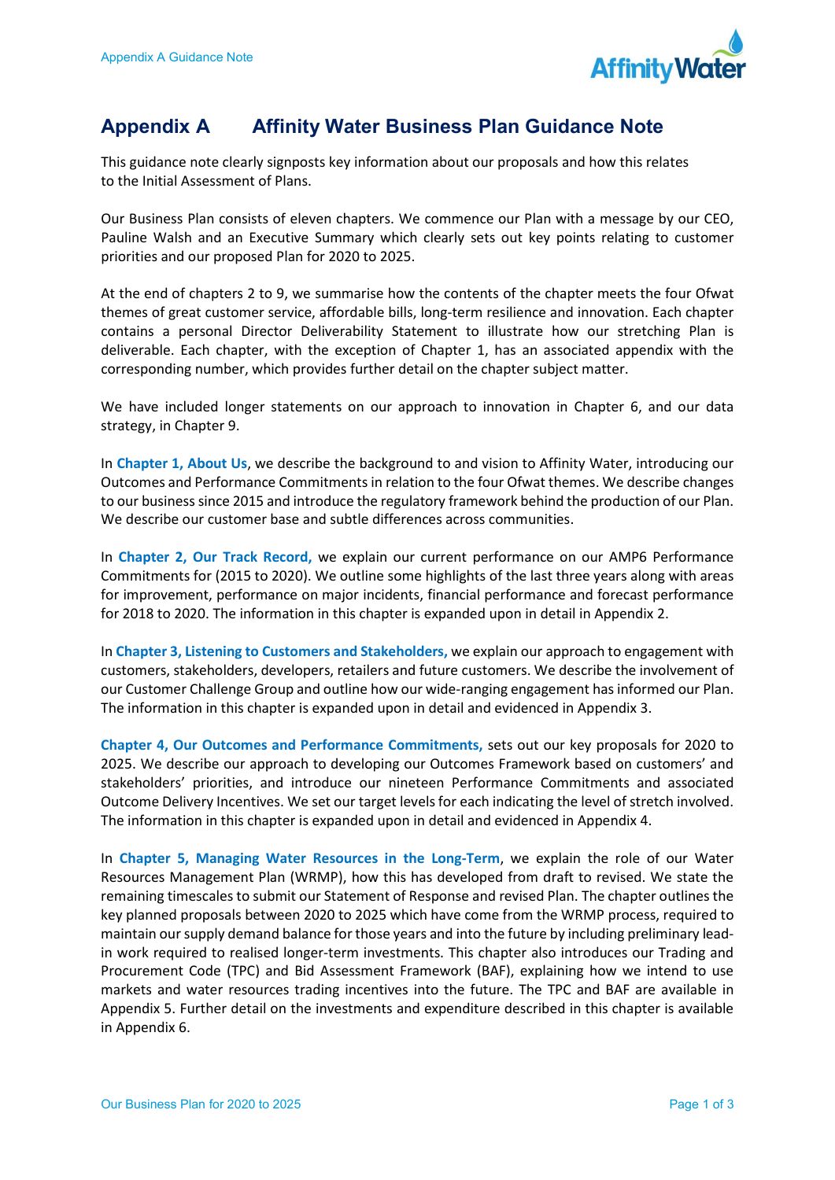# Appendix A Affinity Water Business Plan Guidance Note

This guidance note clearly signposts key information about our proposals and how this relates to the Initial Assessment of Plans.

Our Business Plan consists of eleven chapters. We commence our Plan with a message by our CEO, Pauline Walsh and an Executive Summary which clearly sets out key points relating to customer priorities and our proposed Plan for 2020 to 2025.

At the end of chapters 2 to 9, we summarise how the contents of the chapter meets the four Ofwat themes of great customer service, affordable bills, long-term resilience and innovation. Each chapter contains a personal Director Deliverability Statement to illustrate how our stretching Plan is deliverable. Each chapter, with the exception of Chapter 1, has an associated appendix with the corresponding number, which provides further detail on the chapter subject matter.

We have included longer statements on our approach to innovation in Chapter 6, and our data strategy, in Chapter 9.

In **Chapter 1, About Us**, we describe the background to and vision to Affinity Water, introducing our Outcomes and Performance Commitments in relation to the four Ofwat themes. We describe changes to our business since 2015 and introduce the regulatory framework behind the production of our Plan. We describe our customer base and subtle differences across communities.

In **Chapter 2, Our Track Record,** we explain our current performance on our AMP6 Performance Commitments for (2015 to 2020). We outline some highlights of the last three years along with areas for improvement, performance on major incidents, financial performance and forecast performance for 2018 to 2020. The information in this chapter is expanded upon in detail in Appendix 2.

In **Chapter 3, Listening to Customers and Stakeholders,** we explain our approach to engagement with customers, stakeholders, developers, retailers and future customers. We describe the involvement of our Customer Challenge Group and outline how our wide-ranging engagement has informed our Plan. The information in this chapter is expanded upon in detail and evidenced in Appendix 3.

**Chapter 4, Our Outcomes and Performance Commitments,** sets out our key proposals for 2020 to 2025. We describe our approach to developing our Outcomes Framework based on customers' and stakeholders' priorities, and introduce our nineteen Performance Commitments and associated Outcome Delivery Incentives. We set our target levels for each indicating the level of stretch involved. The information in this chapter is expanded upon in detail and evidenced in Appendix 4.

In **Chapter 5, Managing Water Resources in the Long-Term**, we explain the role of our Water Resources Management Plan (WRMP), how this has developed from draft to revised. We state the remaining timescales to submit our Statement of Response and revised Plan. The chapter outlines the key planned proposals between 2020 to 2025 which have come from the WRMP process, required to maintain our supply demand balance for those years and into the future by including preliminary lead-in work required to realised longer-term investments. This chapter also introduces our Trading and Procurement Code (TPC) and Bid Assessment Framework (BAF), explaining how we intend to use markets and water resources trading incentives into the future. The TPC and BAF are available in Appendix 5. Further detail on the investments and expenditure described in this chapter is available in Appendix 6.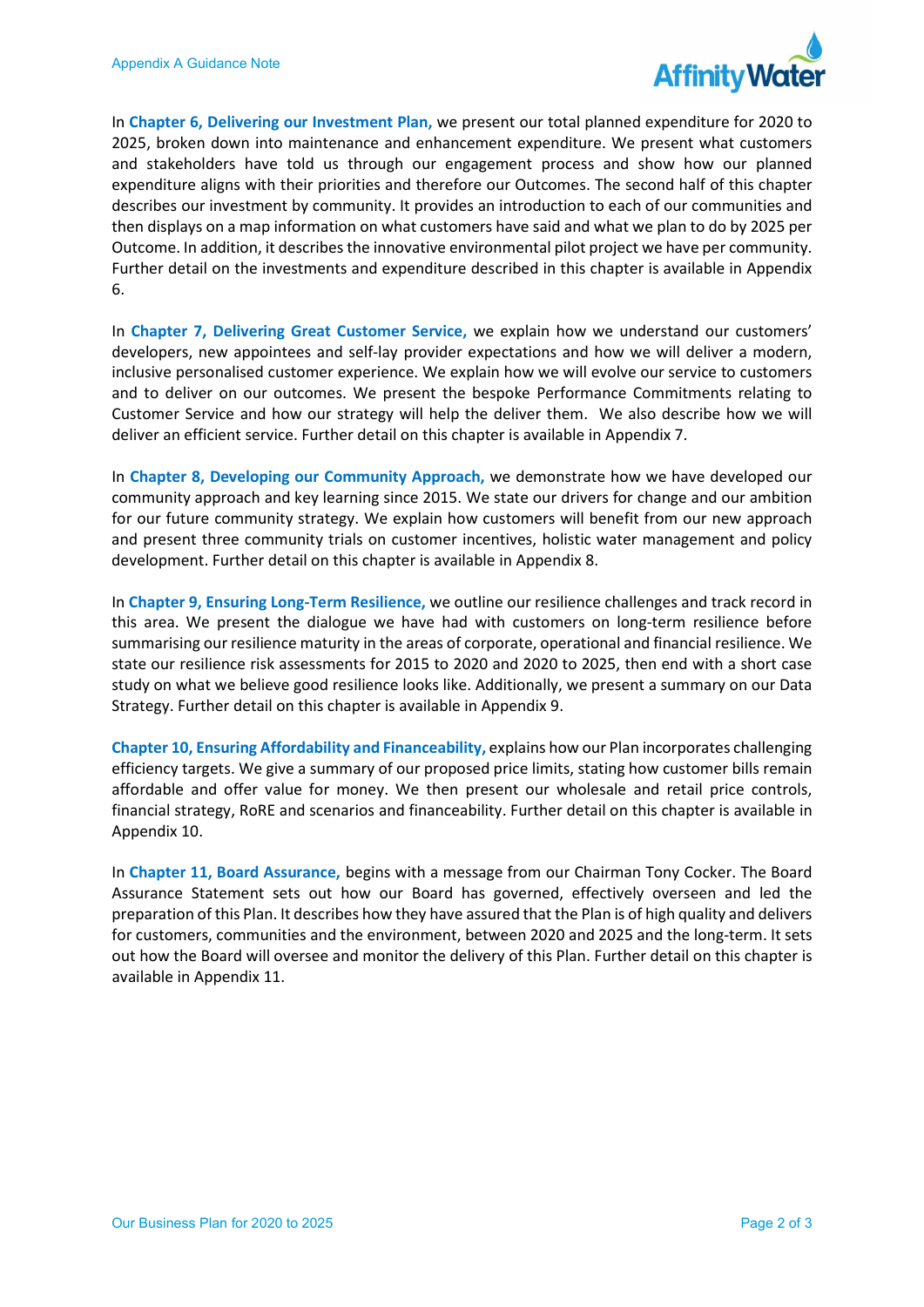In **Chapter 6, Delivering our Investment Plan,** we present our total planned expenditure for 2020 to 2025, broken down into maintenance and enhancement expenditure. We present what customers and stakeholders have told us through our engagement process and show how our planned expenditure aligns with their priorities and therefore our Outcomes. The second half of this chapter describes our investment by community. It provides an introduction to each of our communities and then displays on a map information on what customers have said and what we plan to do by 2025 per Outcome. In addition, it describes the innovative environmental pilot project we have per community. Further detail on the investments and expenditure described in this chapter is available in Appendix 6.

In **Chapter 7, Delivering Great Customer Service,** we explain how we understand our customers' developers, new appointees and self-lay provider expectations and how we will deliver a modern, inclusive personalised customer experience. We explain how we will evolve our service to customers and to deliver on our outcomes. We present the bespoke Performance Commitments relating to Customer Service and how our strategy will help the deliver them. We also describe how we will deliver an efficient service. Further detail on this chapter is available in Appendix 7.

In **Chapter 8, Developing our Community Approach,** we demonstrate how we have developed our community approach and key learning since 2015. We state our drivers for change and our ambition for our future community strategy. We explain how customers will benefit from our new approach and present three community trials on customer incentives, holistic water management and policy development. Further detail on this chapter is available in Appendix 8.

In **Chapter 9, Ensuring Long-Term Resilience,** we outline our resilience challenges and track record in this area. We present the dialogue we have had with customers on long-term resilience before summarising our resilience maturity in the areas of corporate, operational and financial resilience. We state our resilience risk assessments for 2015 to 2020 and 2020 to 2025, then end with a short case study on what we believe good resilience looks like. Additionally, we present a summary on our Data Strategy. Further detail on this chapter is available in Appendix 9.

**Chapter 10, Ensuring Affordability and Financeability,** explains how our Plan incorporates challenging efficiency targets. We give a summary of our proposed price limits, stating how customer bills remain affordable and offer value for money. We then present our wholesale and retail price controls, financial strategy, RoRE and scenarios and financeability. Further detail on this chapter is available in Appendix 10.

In **Chapter 11, Board Assurance,** begins with a message from our Chairman Tony Cocker. The Board Assurance Statement sets out how our Board has governed, effectively overseen and led the preparation of this Plan. It describes how they have assured that the Plan is of high quality and delivers for customers, communities and the environment, between 2020 and 2025 and the long-term. It sets out how the Board will oversee and monitor the delivery of this Plan. Further detail on this chapter is available in Appendix 11.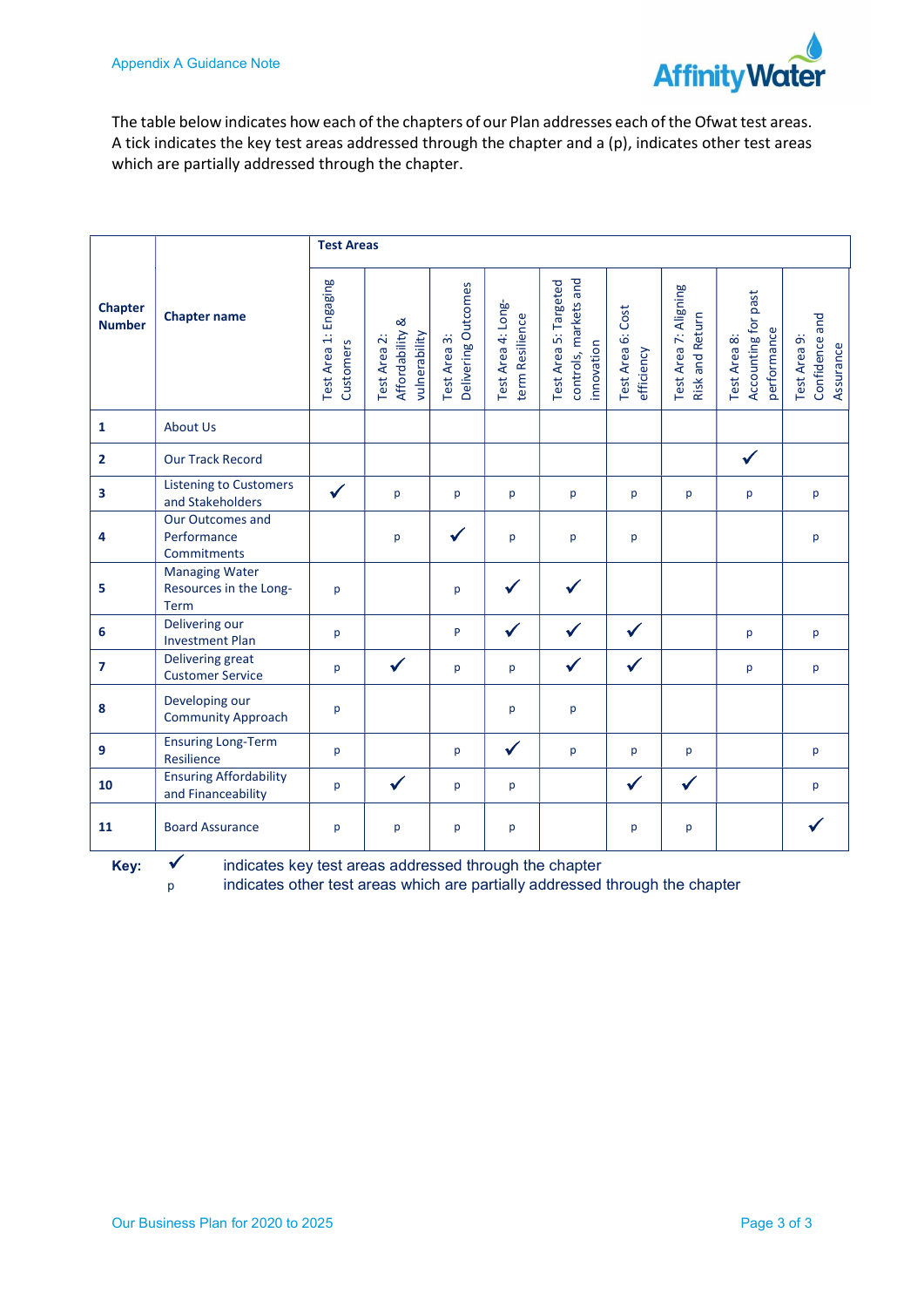The table below indicates how each of the chapters of our Plan addresses each of the Ofwat test areas. A tick indicates the key test areas addressed through the chapter and a (p), indicates other test areas which are partially addressed through the chapter.

| Chapter Number | Chapter name | Test Areas | | | | | | | | |
|---|---|---|---|---|---|---|---|---|---|---|
| | | Test Area 1: Engaging Customers | Test Area 2: Affordability & vulnerability | Test Area 3: Delivering Outcomes | Test Area 4: Long-term Resillience | Test Area 5: Targeted controls, markets and innovation | Test Area 6: Cost efficiency | Test Area 7: Aligning Risk and Return | Test Area 8: Accounting for past performance | Test Area 9: Confidence and Assurance |
| **1** | About Us | | | | | | | | | |
| **2** | Our Track Record | | | | | | | | ✓ | |
| **3** | Listening to Customers and Stakeholders | ✓ | p | p | p | p | p | p | p | p |
| **4** | Our Outcomes and Performance Commitments | | p | ✓ | p | p | p | | | p |
| **5** | Managing Water Resources in the Long-Term | p | | p | ✓ | ✓ | | | | |
| **6** | Delivering our Investment Plan | p | | P | ✓ | ✓ | ✓ | | p | p |
| **7** | Delivering great Customer Service | p | ✓ | p | p | ✓ | ✓ | | p | p |
| **8** | Developing our Community Approach | p | | | p | p | | | | |
| **9** | Ensuring Long-Term Resilience | p | | p | ✓ | p | p | p | | p |
| **10** | Ensuring Affordability and Financeability | p | ✓ | p | p | | ✓ | ✓ | | p |
| **11** | Board Assurance | p | p | p | p | | p | p | | ✓ |

**Key:** ✓ indicates key test areas addressed through the chapter
p indicates other test areas which are partially addressed through the chapter